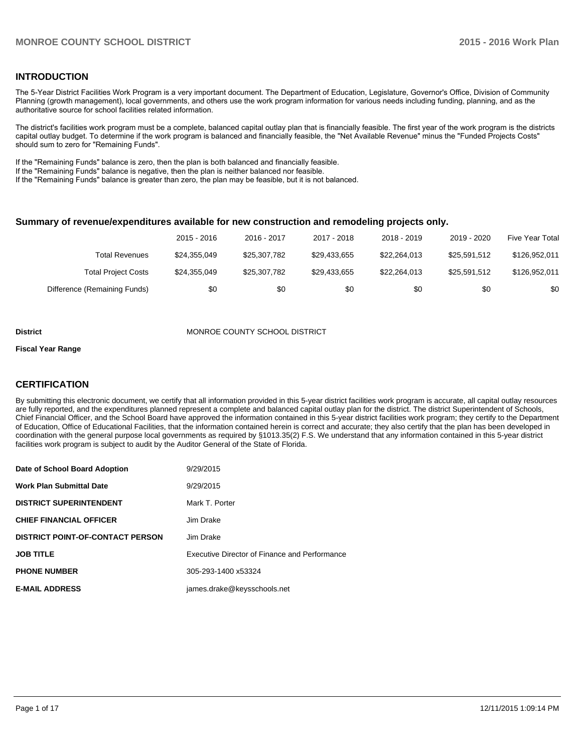## INTRODUCTION

The 5-Year District Facilities Work Program is a very important document. The Department of Education, Legislature, Governor's Office, Division of Community Planning (growth management), local governments, and others use the work program information for various needs including funding, planning, and as the authoritative source for school facilities related information.

The district's facilities work program must be a complete, balanced capital outlay plan that is financially feasible. The first year of the work program is the districts capital outlay budget. To determine if the work program is balanced and financially feasible, the "Net Available Revenue" minus the "Funded Projects Costs" should sum to zero for "Remaining Funds".

If the "Remaining Funds" balance is zero, then the plan is both balanced and financially feasible.
If the "Remaining Funds" balance is negative, then the plan is neither balanced nor feasible.
If the "Remaining Funds" balance is greater than zero, the plan may be feasible, but it is not balanced.

### Summary of revenue/expenditures available for new construction and remodeling projects only.

| | 2015 - 2016 | 2016 - 2017 | 2017 - 2018 | 2018 - 2019 | 2019 - 2020 | Five Year Total |
|---|---|---|---|---|---|---|
| Total Revenues | $24,355,049 | $25,307,782 | $29,433,655 | $22,264,013 | $25,591,512 | $126,952,011 |
| Total Project Costs | $24,355,049 | $25,307,782 | $29,433,655 | $22,264,013 | $25,591,512 | $126,952,011 |
| Difference (Remaining Funds) | $0 | $0 | $0 | $0 | $0 | $0 |

**District** MONROE COUNTY SCHOOL DISTRICT

**Fiscal Year Range**

## CERTIFICATION

By submitting this electronic document, we certify that all information provided in this 5-year district facilities work program is accurate, all capital outlay resources are fully reported, and the expenditures planned represent a complete and balanced capital outlay plan for the district. The district Superintendent of Schools, Chief Financial Officer, and the School Board have approved the information contained in this 5-year district facilities work program; they certify to the Department of Education, Office of Educational Facilities, that the information contained herein is correct and accurate; they also certify that the plan has been developed in coordination with the general purpose local governments as required by §1013.35(2) F.S. We understand that any information contained in this 5-year district facilities work program is subject to audit by the Auditor General of the State of Florida.

| | |
|---|---|
| **Date of School Board Adoption** | 9/29/2015 |
| **Work Plan Submittal Date** | 9/29/2015 |
| **DISTRICT SUPERINTENDENT** | Mark T. Porter |
| **CHIEF FINANCIAL OFFICER** | Jim Drake |
| **DISTRICT POINT-OF-CONTACT PERSON** | Jim Drake |
| **JOB TITLE** | Executive Director of Finance and Performance |
| **PHONE NUMBER** | 305-293-1400 x53324 |
| **E-MAIL ADDRESS** | james.drake@keysschools.net |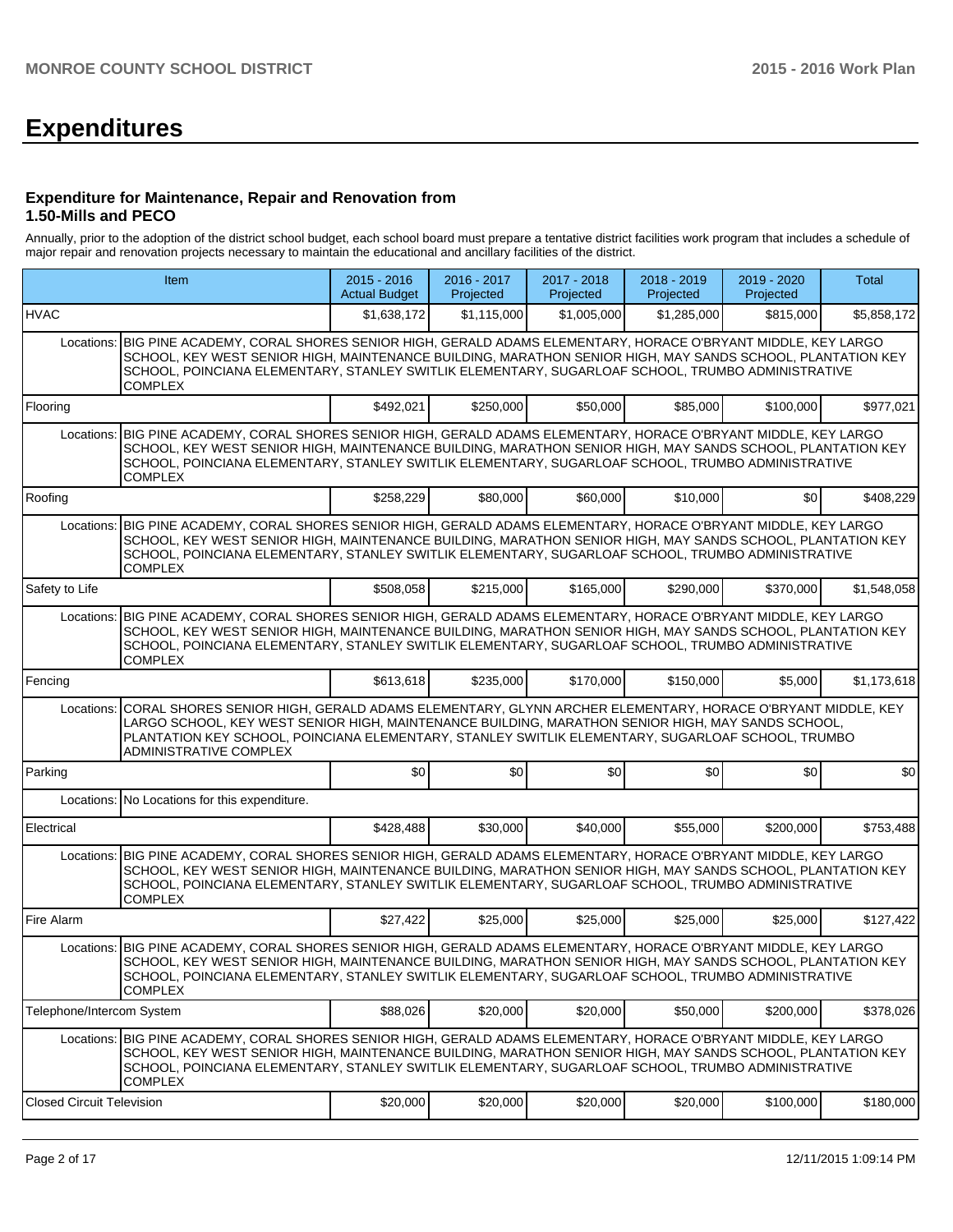# Expenditures

### Expenditure for Maintenance, Repair and Renovation from 1.50-Mills and PECO

Annually, prior to the adoption of the district school budget, each school board must prepare a tentative district facilities work program that includes a schedule of major repair and renovation projects necessary to maintain the educational and ancillary facilities of the district.

| Item | | 2015 - 2016 Actual Budget | 2016 - 2017 Projected | 2017 - 2018 Projected | 2018 - 2019 Projected | 2019 - 2020 Projected | Total |
|---|---|---|---|---|---|---|---|
| HVAC | | $1,638,172 | $1,115,000 | $1,005,000 | $1,285,000 | $815,000 | $5,858,172 |
| Locations: | BIG PINE ACADEMY, CORAL SHORES SENIOR HIGH, GERALD ADAMS ELEMENTARY, HORACE O'BRYANT MIDDLE, KEY LARGO SCHOOL, KEY WEST SENIOR HIGH, MAINTENANCE BUILDING, MARATHON SENIOR HIGH, MAY SANDS SCHOOL, PLANTATION KEY SCHOOL, POINCIANA ELEMENTARY, STANLEY SWITLIK ELEMENTARY, SUGARLOAF SCHOOL, TRUMBO ADMINISTRATIVE COMPLEX | | | | | | |
| Flooring | | $492,021 | $250,000 | $50,000 | $85,000 | $100,000 | $977,021 |
| Locations: | BIG PINE ACADEMY, CORAL SHORES SENIOR HIGH, GERALD ADAMS ELEMENTARY, HORACE O'BRYANT MIDDLE, KEY LARGO SCHOOL, KEY WEST SENIOR HIGH, MAINTENANCE BUILDING, MARATHON SENIOR HIGH, MAY SANDS SCHOOL, PLANTATION KEY SCHOOL, POINCIANA ELEMENTARY, STANLEY SWITLIK ELEMENTARY, SUGARLOAF SCHOOL, TRUMBO ADMINISTRATIVE COMPLEX | | | | | | |
| Roofing | | $258,229 | $80,000 | $60,000 | $10,000 | $0 | $408,229 |
| Locations: | BIG PINE ACADEMY, CORAL SHORES SENIOR HIGH, GERALD ADAMS ELEMENTARY, HORACE O'BRYANT MIDDLE, KEY LARGO SCHOOL, KEY WEST SENIOR HIGH, MAINTENANCE BUILDING, MARATHON SENIOR HIGH, MAY SANDS SCHOOL, PLANTATION KEY SCHOOL, POINCIANA ELEMENTARY, STANLEY SWITLIK ELEMENTARY, SUGARLOAF SCHOOL, TRUMBO ADMINISTRATIVE COMPLEX | | | | | | |
| Safety to Life | | $508,058 | $215,000 | $165,000 | $290,000 | $370,000 | $1,548,058 |
| Locations: | BIG PINE ACADEMY, CORAL SHORES SENIOR HIGH, GERALD ADAMS ELEMENTARY, HORACE O'BRYANT MIDDLE, KEY LARGO SCHOOL, KEY WEST SENIOR HIGH, MAINTENANCE BUILDING, MARATHON SENIOR HIGH, MAY SANDS SCHOOL, PLANTATION KEY SCHOOL, POINCIANA ELEMENTARY, STANLEY SWITLIK ELEMENTARY, SUGARLOAF SCHOOL, TRUMBO ADMINISTRATIVE COMPLEX | | | | | | |
| Fencing | | $613,618 | $235,000 | $170,000 | $150,000 | $5,000 | $1,173,618 |
| Locations: | CORAL SHORES SENIOR HIGH, GERALD ADAMS ELEMENTARY, GLYNN ARCHER ELEMENTARY, HORACE O'BRYANT MIDDLE, KEY LARGO SCHOOL, KEY WEST SENIOR HIGH, MAINTENANCE BUILDING, MARATHON SENIOR HIGH, MAY SANDS SCHOOL, PLANTATION KEY SCHOOL, POINCIANA ELEMENTARY, STANLEY SWITLIK ELEMENTARY, SUGARLOAF SCHOOL, TRUMBO ADMINISTRATIVE COMPLEX | | | | | | |
| Parking | | $0 | $0 | $0 | $0 | $0 | $0 |
| Locations: | No Locations for this expenditure. | | | | | | |
| Electrical | | $428,488 | $30,000 | $40,000 | $55,000 | $200,000 | $753,488 |
| Locations: | BIG PINE ACADEMY, CORAL SHORES SENIOR HIGH, GERALD ADAMS ELEMENTARY, HORACE O'BRYANT MIDDLE, KEY LARGO SCHOOL, KEY WEST SENIOR HIGH, MAINTENANCE BUILDING, MARATHON SENIOR HIGH, MAY SANDS SCHOOL, PLANTATION KEY SCHOOL, POINCIANA ELEMENTARY, STANLEY SWITLIK ELEMENTARY, SUGARLOAF SCHOOL, TRUMBO ADMINISTRATIVE COMPLEX | | | | | | |
| Fire Alarm | | $27,422 | $25,000 | $25,000 | $25,000 | $25,000 | $127,422 |
| Locations: | BIG PINE ACADEMY, CORAL SHORES SENIOR HIGH, GERALD ADAMS ELEMENTARY, HORACE O'BRYANT MIDDLE, KEY LARGO SCHOOL, KEY WEST SENIOR HIGH, MAINTENANCE BUILDING, MARATHON SENIOR HIGH, MAY SANDS SCHOOL, PLANTATION KEY SCHOOL, POINCIANA ELEMENTARY, STANLEY SWITLIK ELEMENTARY, SUGARLOAF SCHOOL, TRUMBO ADMINISTRATIVE COMPLEX | | | | | | |
| Telephone/Intercom System | | $88,026 | $20,000 | $20,000 | $50,000 | $200,000 | $378,026 |
| Locations: | BIG PINE ACADEMY, CORAL SHORES SENIOR HIGH, GERALD ADAMS ELEMENTARY, HORACE O'BRYANT MIDDLE, KEY LARGO SCHOOL, KEY WEST SENIOR HIGH, MAINTENANCE BUILDING, MARATHON SENIOR HIGH, MAY SANDS SCHOOL, PLANTATION KEY SCHOOL, POINCIANA ELEMENTARY, STANLEY SWITLIK ELEMENTARY, SUGARLOAF SCHOOL, TRUMBO ADMINISTRATIVE COMPLEX | | | | | | |
| Closed Circuit Television | | $20,000 | $20,000 | $20,000 | $20,000 | $100,000 | $180,000 |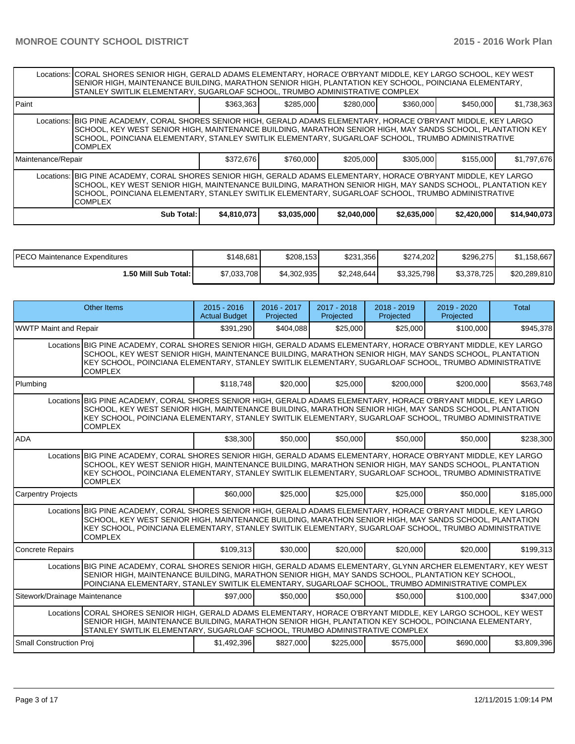| | | | | | | |
|---|---|---|---|---|---|---|
| Locations: | CORAL SHORES SENIOR HIGH, GERALD ADAMS ELEMENTARY, HORACE O'BRYANT MIDDLE, KEY LARGO SCHOOL, KEY WEST SENIOR HIGH, MAINTENANCE BUILDING, MARATHON SENIOR HIGH, PLANTATION KEY SCHOOL, POINCIANA ELEMENTARY, STANLEY SWITLIK ELEMENTARY, SUGARLOAF SCHOOL, TRUMBO ADMINISTRATIVE COMPLEX | | | | | |
| Paint | $363,363 | $285,000 | $280,000 | $360,000 | $450,000 | $1,738,363 |
| Locations: | BIG PINE ACADEMY, CORAL SHORES SENIOR HIGH, GERALD ADAMS ELEMENTARY, HORACE O'BRYANT MIDDLE, KEY LARGO SCHOOL, KEY WEST SENIOR HIGH, MAINTENANCE BUILDING, MARATHON SENIOR HIGH, MAY SANDS SCHOOL, PLANTATION KEY SCHOOL, POINCIANA ELEMENTARY, STANLEY SWITLIK ELEMENTARY, SUGARLOAF SCHOOL, TRUMBO ADMINISTRATIVE COMPLEX | | | | | |
| Maintenance/Repair | $372,676 | $760,000 | $205,000 | $305,000 | $155,000 | $1,797,676 |
| Locations: | BIG PINE ACADEMY, CORAL SHORES SENIOR HIGH, GERALD ADAMS ELEMENTARY, HORACE O'BRYANT MIDDLE, KEY LARGO SCHOOL, KEY WEST SENIOR HIGH, MAINTENANCE BUILDING, MARATHON SENIOR HIGH, MAY SANDS SCHOOL, PLANTATION KEY SCHOOL, POINCIANA ELEMENTARY, STANLEY SWITLIK ELEMENTARY, SUGARLOAF SCHOOL, TRUMBO ADMINISTRATIVE COMPLEX | | | | | |
| **Sub Total:** | **$4,810,073** | **$3,035,000** | **$2,040,000** | **$2,635,000** | **$2,420,000** | **$14,940,073** |

| | | | | | | |
|---|---|---|---|---|---|---|
| PECO Maintenance Expenditures | $148,681 | $208,153 | $231,356 | $274,202 | $296,275 | $1,158,667 |
| **1.50 Mill Sub Total:** | $7,033,708 | $4,302,935 | $2,248,644 | $3,325,798 | $3,378,725 | $20,289,810 |

| Other Items | 2015 - 2016 Actual Budget | 2016 - 2017 Projected | 2017 - 2018 Projected | 2018 - 2019 Projected | 2019 - 2020 Projected | Total |
|---|---|---|---|---|---|---|
| WWTP Maint and Repair | $391,290 | $404,088 | $25,000 | $25,000 | $100,000 | $945,378 |
| Locations | BIG PINE ACADEMY, CORAL SHORES SENIOR HIGH, GERALD ADAMS ELEMENTARY, HORACE O'BRYANT MIDDLE, KEY LARGO SCHOOL, KEY WEST SENIOR HIGH, MAINTENANCE BUILDING, MARATHON SENIOR HIGH, MAY SANDS SCHOOL, PLANTATION KEY SCHOOL, POINCIANA ELEMENTARY, STANLEY SWITLIK ELEMENTARY, SUGARLOAF SCHOOL, TRUMBO ADMINISTRATIVE COMPLEX | | | | | |
| Plumbing | $118,748 | $20,000 | $25,000 | $200,000 | $200,000 | $563,748 |
| Locations | BIG PINE ACADEMY, CORAL SHORES SENIOR HIGH, GERALD ADAMS ELEMENTARY, HORACE O'BRYANT MIDDLE, KEY LARGO SCHOOL, KEY WEST SENIOR HIGH, MAINTENANCE BUILDING, MARATHON SENIOR HIGH, MAY SANDS SCHOOL, PLANTATION KEY SCHOOL, POINCIANA ELEMENTARY, STANLEY SWITLIK ELEMENTARY, SUGARLOAF SCHOOL, TRUMBO ADMINISTRATIVE COMPLEX | | | | | |
| ADA | $38,300 | $50,000 | $50,000 | $50,000 | $50,000 | $238,300 |
| Locations | BIG PINE ACADEMY, CORAL SHORES SENIOR HIGH, GERALD ADAMS ELEMENTARY, HORACE O'BRYANT MIDDLE, KEY LARGO SCHOOL, KEY WEST SENIOR HIGH, MAINTENANCE BUILDING, MARATHON SENIOR HIGH, MAY SANDS SCHOOL, PLANTATION KEY SCHOOL, POINCIANA ELEMENTARY, STANLEY SWITLIK ELEMENTARY, SUGARLOAF SCHOOL, TRUMBO ADMINISTRATIVE COMPLEX | | | | | |
| Carpentry Projects | $60,000 | $25,000 | $25,000 | $25,000 | $50,000 | $185,000 |
| Locations | BIG PINE ACADEMY, CORAL SHORES SENIOR HIGH, GERALD ADAMS ELEMENTARY, HORACE O'BRYANT MIDDLE, KEY LARGO SCHOOL, KEY WEST SENIOR HIGH, MAINTENANCE BUILDING, MARATHON SENIOR HIGH, MAY SANDS SCHOOL, PLANTATION KEY SCHOOL, POINCIANA ELEMENTARY, STANLEY SWITLIK ELEMENTARY, SUGARLOAF SCHOOL, TRUMBO ADMINISTRATIVE COMPLEX | | | | | |
| Concrete Repairs | $109,313 | $30,000 | $20,000 | $20,000 | $20,000 | $199,313 |
| Locations | BIG PINE ACADEMY, CORAL SHORES SENIOR HIGH, GERALD ADAMS ELEMENTARY, GLYNN ARCHER ELEMENTARY, KEY WEST SENIOR HIGH, MAINTENANCE BUILDING, MARATHON SENIOR HIGH, MAY SANDS SCHOOL, PLANTATION KEY SCHOOL, POINCIANA ELEMENTARY, STANLEY SWITLIK ELEMENTARY, SUGARLOAF SCHOOL, TRUMBO ADMINISTRATIVE COMPLEX | | | | | |
| Sitework/Drainage Maintenance | $97,000 | $50,000 | $50,000 | $50,000 | $100,000 | $347,000 |
| Locations | CORAL SHORES SENIOR HIGH, GERALD ADAMS ELEMENTARY, HORACE O'BRYANT MIDDLE, KEY LARGO SCHOOL, KEY WEST SENIOR HIGH, MAINTENANCE BUILDING, MARATHON SENIOR HIGH, PLANTATION KEY SCHOOL, POINCIANA ELEMENTARY, STANLEY SWITLIK ELEMENTARY, SUGARLOAF SCHOOL, TRUMBO ADMINISTRATIVE COMPLEX | | | | | |
| Small Construction Proj | $1,492,396 | $827,000 | $225,000 | $575,000 | $690,000 | $3,809,396 |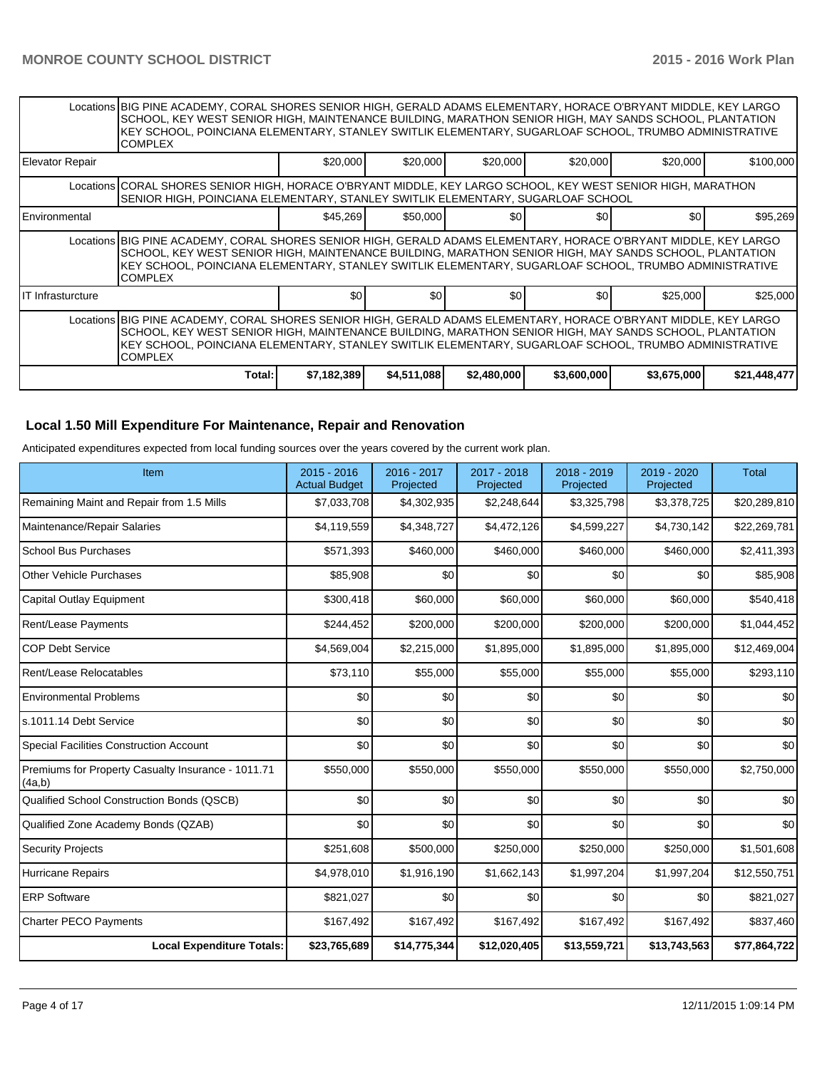| | | | | | | |
|---|---|---|---|---|---|---|
| Locations | BIG PINE ACADEMY, CORAL SHORES SENIOR HIGH, GERALD ADAMS ELEMENTARY, HORACE O'BRYANT MIDDLE, KEY LARGO SCHOOL, KEY WEST SENIOR HIGH, MAINTENANCE BUILDING, MARATHON SENIOR HIGH, MAY SANDS SCHOOL, PLANTATION KEY SCHOOL, POINCIANA ELEMENTARY, STANLEY SWITLIK ELEMENTARY, SUGARLOAF SCHOOL, TRUMBO ADMINISTRATIVE COMPLEX | | | | | |
| Elevator Repair | $20,000 | $20,000 | $20,000 | $20,000 | $20,000 | $100,000 |
| Locations | CORAL SHORES SENIOR HIGH, HORACE O'BRYANT MIDDLE, KEY LARGO SCHOOL, KEY WEST SENIOR HIGH, MARATHON SENIOR HIGH, POINCIANA ELEMENTARY, STANLEY SWITLIK ELEMENTARY, SUGARLOAF SCHOOL | | | | | |
| Environmental | $45,269 | $50,000 | $0 | $0 | $0 | $95,269 |
| Locations | BIG PINE ACADEMY, CORAL SHORES SENIOR HIGH, GERALD ADAMS ELEMENTARY, HORACE O'BRYANT MIDDLE, KEY LARGO SCHOOL, KEY WEST SENIOR HIGH, MAINTENANCE BUILDING, MARATHON SENIOR HIGH, MAY SANDS SCHOOL, PLANTATION KEY SCHOOL, POINCIANA ELEMENTARY, STANLEY SWITLIK ELEMENTARY, SUGARLOAF SCHOOL, TRUMBO ADMINISTRATIVE COMPLEX | | | | | |
| IT Infrasturcture | $0 | $0 | $0 | $0 | $25,000 | $25,000 |
| Locations | BIG PINE ACADEMY, CORAL SHORES SENIOR HIGH, GERALD ADAMS ELEMENTARY, HORACE O'BRYANT MIDDLE, KEY LARGO SCHOOL, KEY WEST SENIOR HIGH, MAINTENANCE BUILDING, MARATHON SENIOR HIGH, MAY SANDS SCHOOL, PLANTATION KEY SCHOOL, POINCIANA ELEMENTARY, STANLEY SWITLIK ELEMENTARY, SUGARLOAF SCHOOL, TRUMBO ADMINISTRATIVE COMPLEX | | | | | |
| **Total:** | **$7,182,389** | **$4,511,088** | **$2,480,000** | **$3,600,000** | **$3,675,000** | **$21,448,477** |

## Local 1.50 Mill Expenditure For Maintenance, Repair and Renovation

Anticipated expenditures expected from local funding sources over the years covered by the current work plan.

| Item | 2015 - 2016 Actual Budget | 2016 - 2017 Projected | 2017 - 2018 Projected | 2018 - 2019 Projected | 2019 - 2020 Projected | Total |
|---|---|---|---|---|---|---|
| Remaining Maint and Repair from 1.5 Mills | $7,033,708 | $4,302,935 | $2,248,644 | $3,325,798 | $3,378,725 | $20,289,810 |
| Maintenance/Repair Salaries | $4,119,559 | $4,348,727 | $4,472,126 | $4,599,227 | $4,730,142 | $22,269,781 |
| School Bus Purchases | $571,393 | $460,000 | $460,000 | $460,000 | $460,000 | $2,411,393 |
| Other Vehicle Purchases | $85,908 | $0 | $0 | $0 | $0 | $85,908 |
| Capital Outlay Equipment | $300,418 | $60,000 | $60,000 | $60,000 | $60,000 | $540,418 |
| Rent/Lease Payments | $244,452 | $200,000 | $200,000 | $200,000 | $200,000 | $1,044,452 |
| COP Debt Service | $4,569,004 | $2,215,000 | $1,895,000 | $1,895,000 | $1,895,000 | $12,469,004 |
| Rent/Lease Relocatables | $73,110 | $55,000 | $55,000 | $55,000 | $55,000 | $293,110 |
| Environmental Problems | $0 | $0 | $0 | $0 | $0 | $0 |
| s.1011.14 Debt Service | $0 | $0 | $0 | $0 | $0 | $0 |
| Special Facilities Construction Account | $0 | $0 | $0 | $0 | $0 | $0 |
| Premiums for Property Casualty Insurance - 1011.71 (4a,b) | $550,000 | $550,000 | $550,000 | $550,000 | $550,000 | $2,750,000 |
| Qualified School Construction Bonds (QSCB) | $0 | $0 | $0 | $0 | $0 | $0 |
| Qualified Zone Academy Bonds (QZAB) | $0 | $0 | $0 | $0 | $0 | $0 |
| Security Projects | $251,608 | $500,000 | $250,000 | $250,000 | $250,000 | $1,501,608 |
| Hurricane Repairs | $4,978,010 | $1,916,190 | $1,662,143 | $1,997,204 | $1,997,204 | $12,550,751 |
| ERP Software | $821,027 | $0 | $0 | $0 | $0 | $821,027 |
| Charter PECO Payments | $167,492 | $167,492 | $167,492 | $167,492 | $167,492 | $837,460 |
| **Local Expenditure Totals:** | **$23,765,689** | **$14,775,344** | **$12,020,405** | **$13,559,721** | **$13,743,563** | **$77,864,722** |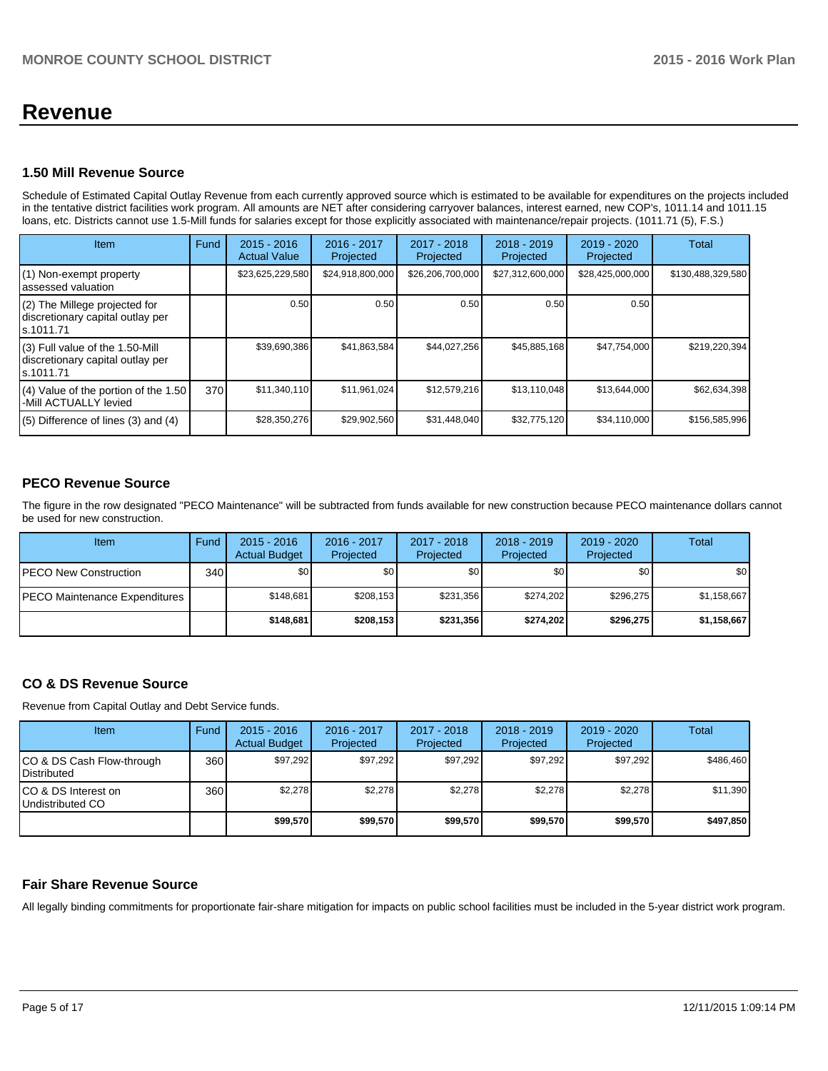# Revenue

## 1.50 Mill Revenue Source

Schedule of Estimated Capital Outlay Revenue from each currently approved source which is estimated to be available for expenditures on the projects included in the tentative district facilities work program. All amounts are NET after considering carryover balances, interest earned, new COP's, 1011.14 and 1011.15 loans, etc. Districts cannot use 1.5-Mill funds for salaries except for those explicitly associated with maintenance/repair projects. (1011.71 (5), F.S.)

| Item | Fund | 2015 - 2016 Actual Value | 2016 - 2017 Projected | 2017 - 2018 Projected | 2018 - 2019 Projected | 2019 - 2020 Projected | Total |
|---|---|---|---|---|---|---|---|
| (1) Non-exempt property assessed valuation | | $23,625,229,580 | $24,918,800,000 | $26,206,700,000 | $27,312,600,000 | $28,425,000,000 | $130,488,329,580 |
| (2) The Millege projected for discretionary capital outlay per s.1011.71 | | 0.50 | 0.50 | 0.50 | 0.50 | 0.50 | |
| (3) Full value of the 1.50-Mill discretionary capital outlay per s.1011.71 | | $39,690,386 | $41,863,584 | $44,027,256 | $45,885,168 | $47,754,000 | $219,220,394 |
| (4) Value of the portion of the 1.50 -Mill ACTUALLY levied | 370 | $11,340,110 | $11,961,024 | $12,579,216 | $13,110,048 | $13,644,000 | $62,634,398 |
| (5) Difference of lines (3) and (4) | | $28,350,276 | $29,902,560 | $31,448,040 | $32,775,120 | $34,110,000 | $156,585,996 |

## PECO Revenue Source

The figure in the row designated "PECO Maintenance" will be subtracted from funds available for new construction because PECO maintenance dollars cannot be used for new construction.

| Item | Fund | 2015 - 2016 Actual Budget | 2016 - 2017 Projected | 2017 - 2018 Projected | 2018 - 2019 Projected | 2019 - 2020 Projected | Total |
|---|---|---|---|---|---|---|---|
| PECO New Construction | 340 | $0 | $0 | $0 | $0 | $0 | $0 |
| PECO Maintenance Expenditures | | $148,681 | $208,153 | $231,356 | $274,202 | $296,275 | $1,158,667 |
| | | **$148,681** | **$208,153** | **$231,356** | **$274,202** | **$296,275** | **$1,158,667** |

## CO & DS Revenue Source

Revenue from Capital Outlay and Debt Service funds.

| Item | Fund | 2015 - 2016 Actual Budget | 2016 - 2017 Projected | 2017 - 2018 Projected | 2018 - 2019 Projected | 2019 - 2020 Projected | Total |
|---|---|---|---|---|---|---|---|
| CO & DS Cash Flow-through Distributed | 360 | $97,292 | $97,292 | $97,292 | $97,292 | $97,292 | $486,460 |
| CO & DS Interest on Undistributed CO | 360 | $2,278 | $2,278 | $2,278 | $2,278 | $2,278 | $11,390 |
| | | **$99,570** | **$99,570** | **$99,570** | **$99,570** | **$99,570** | **$497,850** |

## Fair Share Revenue Source

All legally binding commitments for proportionate fair-share mitigation for impacts on public school facilities must be included in the 5-year district work program.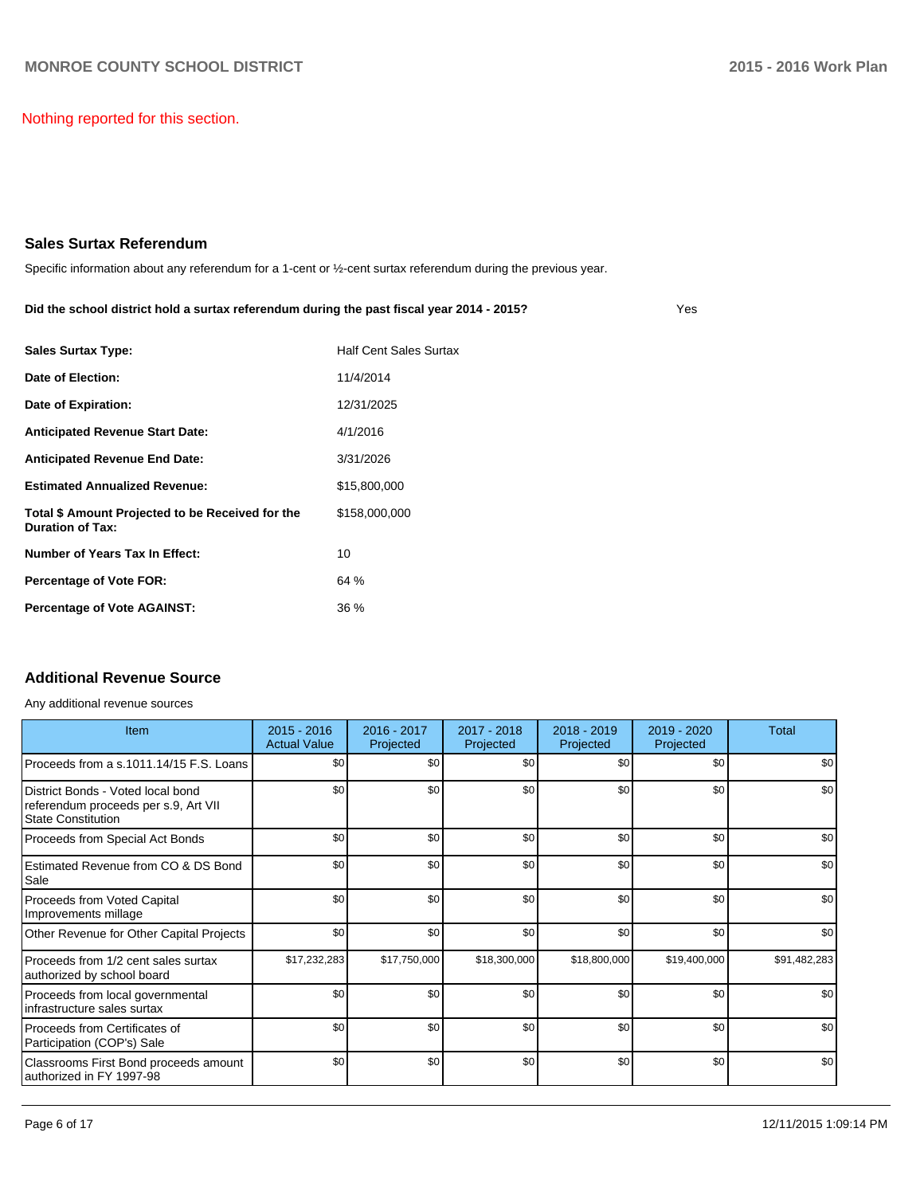Nothing reported for this section.

## Sales Surtax Referendum

Specific information about any referendum for a 1-cent or ½-cent surtax referendum during the previous year.

**Did the school district hold a surtax referendum during the past fiscal year 2014 - 2015?** Yes

| | |
|---|---|
| **Sales Surtax Type:** | Half Cent Sales Surtax |
| **Date of Election:** | 11/4/2014 |
| **Date of Expiration:** | 12/31/2025 |
| **Anticipated Revenue Start Date:** | 4/1/2016 |
| **Anticipated Revenue End Date:** | 3/31/2026 |
| **Estimated Annualized Revenue:** | $15,800,000 |
| **Total $ Amount Projected to be Received for the Duration of Tax:** | $158,000,000 |
| **Number of Years Tax In Effect:** | 10 |
| **Percentage of Vote FOR:** | 64 % |
| **Percentage of Vote AGAINST:** | 36 % |

## Additional Revenue Source

Any additional revenue sources

| Item | 2015 - 2016 Actual Value | 2016 - 2017 Projected | 2017 - 2018 Projected | 2018 - 2019 Projected | 2019 - 2020 Projected | Total |
|---|---|---|---|---|---|---|
| Proceeds from a s.1011.14/15 F.S. Loans | $0 | $0 | $0 | $0 | $0 | $0 |
| District Bonds - Voted local bond referendum proceeds per s.9, Art VII State Constitution | $0 | $0 | $0 | $0 | $0 | $0 |
| Proceeds from Special Act Bonds | $0 | $0 | $0 | $0 | $0 | $0 |
| Estimated Revenue from CO & DS Bond Sale | $0 | $0 | $0 | $0 | $0 | $0 |
| Proceeds from Voted Capital Improvements millage | $0 | $0 | $0 | $0 | $0 | $0 |
| Other Revenue for Other Capital Projects | $0 | $0 | $0 | $0 | $0 | $0 |
| Proceeds from 1/2 cent sales surtax authorized by school board | $17,232,283 | $17,750,000 | $18,300,000 | $18,800,000 | $19,400,000 | $91,482,283 |
| Proceeds from local governmental infrastructure sales surtax | $0 | $0 | $0 | $0 | $0 | $0 |
| Proceeds from Certificates of Participation (COP's) Sale | $0 | $0 | $0 | $0 | $0 | $0 |
| Classrooms First Bond proceeds amount authorized in FY 1997-98 | $0 | $0 | $0 | $0 | $0 | $0 |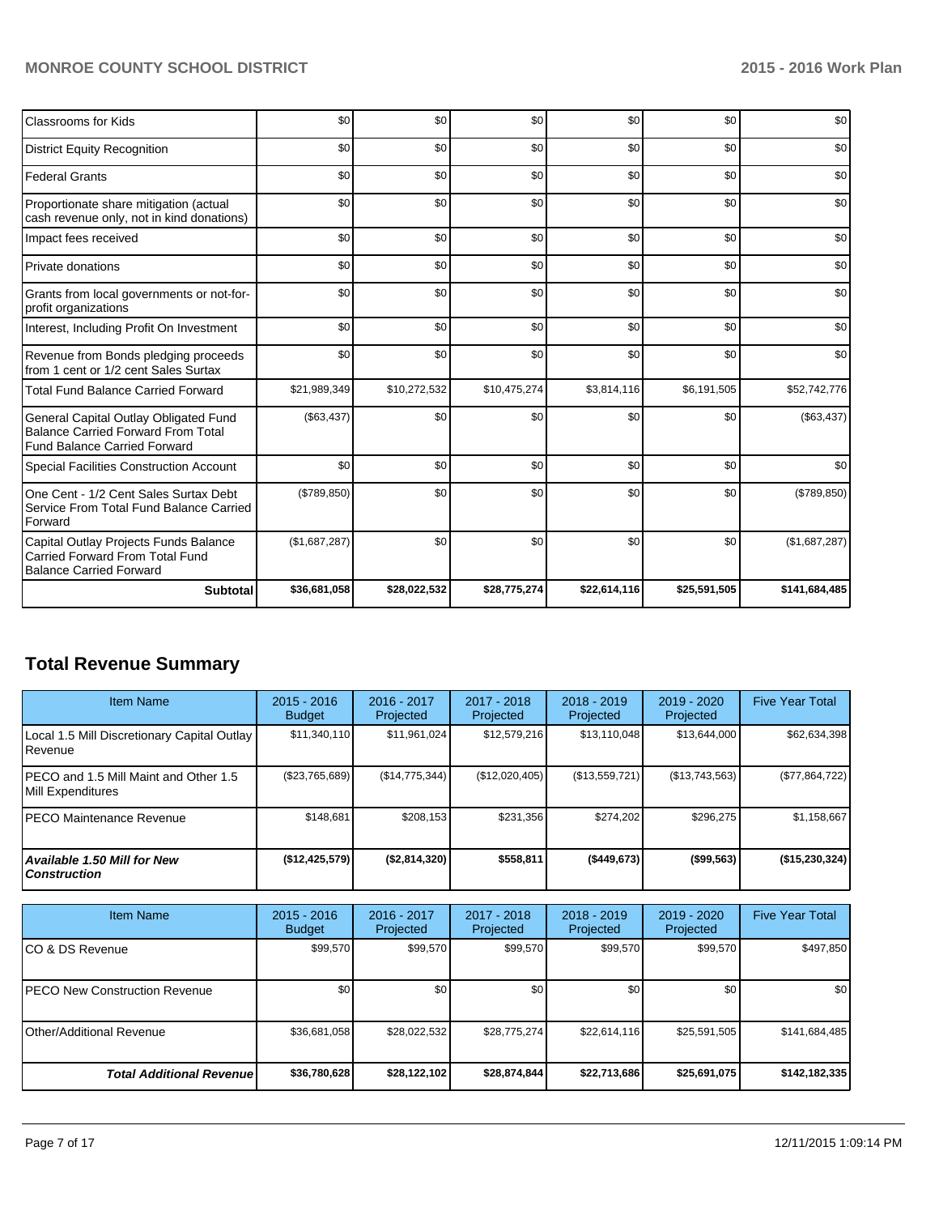| | | | | | | |
|---|---|---|---|---|---|---|
| Classrooms for Kids | $0 | $0 | $0 | $0 | $0 | $0 |
| District Equity Recognition | $0 | $0 | $0 | $0 | $0 | $0 |
| Federal Grants | $0 | $0 | $0 | $0 | $0 | $0 |
| Proportionate share mitigation (actual cash revenue only, not in kind donations) | $0 | $0 | $0 | $0 | $0 | $0 |
| Impact fees received | $0 | $0 | $0 | $0 | $0 | $0 |
| Private donations | $0 | $0 | $0 | $0 | $0 | $0 |
| Grants from local governments or not-for-profit organizations | $0 | $0 | $0 | $0 | $0 | $0 |
| Interest, Including Profit On Investment | $0 | $0 | $0 | $0 | $0 | $0 |
| Revenue from Bonds pledging proceeds from 1 cent or 1/2 cent Sales Surtax | $0 | $0 | $0 | $0 | $0 | $0 |
| Total Fund Balance Carried Forward | $21,989,349 | $10,272,532 | $10,475,274 | $3,814,116 | $6,191,505 | $52,742,776 |
| General Capital Outlay Obligated Fund Balance Carried Forward From Total Fund Balance Carried Forward | ($63,437) | $0 | $0 | $0 | $0 | ($63,437) |
| Special Facilities Construction Account | $0 | $0 | $0 | $0 | $0 | $0 |
| One Cent - 1/2 Cent Sales Surtax Debt Service From Total Fund Balance Carried Forward | ($789,850) | $0 | $0 | $0 | $0 | ($789,850) |
| Capital Outlay Projects Funds Balance Carried Forward From Total Fund Balance Carried Forward | ($1,687,287) | $0 | $0 | $0 | $0 | ($1,687,287) |
| **Subtotal** | **$36,681,058** | **$28,022,532** | **$28,775,274** | **$22,614,116** | **$25,591,505** | **$141,684,485** |

## Total Revenue Summary

| Item Name | 2015 - 2016 Budget | 2016 - 2017 Projected | 2017 - 2018 Projected | 2018 - 2019 Projected | 2019 - 2020 Projected | Five Year Total |
|---|---|---|---|---|---|---|
| Local 1.5 Mill Discretionary Capital Outlay Revenue | $11,340,110 | $11,961,024 | $12,579,216 | $13,110,048 | $13,644,000 | $62,634,398 |
| PECO and 1.5 Mill Maint and Other 1.5 Mill Expenditures | ($23,765,689) | ($14,775,344) | ($12,020,405) | ($13,559,721) | ($13,743,563) | ($77,864,722) |
| PECO Maintenance Revenue | $148,681 | $208,153 | $231,356 | $274,202 | $296,275 | $1,158,667 |
| ***Available 1.50 Mill for New Construction*** | **($12,425,579)** | **($2,814,320)** | **$558,811** | **($449,673)** | **($99,563)** | **($15,230,324)** |

| Item Name | 2015 - 2016 Budget | 2016 - 2017 Projected | 2017 - 2018 Projected | 2018 - 2019 Projected | 2019 - 2020 Projected | Five Year Total |
|---|---|---|---|---|---|---|
| CO & DS Revenue | $99,570 | $99,570 | $99,570 | $99,570 | $99,570 | $497,850 |
| PECO New Construction Revenue | $0 | $0 | $0 | $0 | $0 | $0 |
| Other/Additional Revenue | $36,681,058 | $28,022,532 | $28,775,274 | $22,614,116 | $25,591,505 | $141,684,485 |
| ***Total Additional Revenue*** | **$36,780,628** | **$28,122,102** | **$28,874,844** | **$22,713,686** | **$25,691,075** | **$142,182,335** |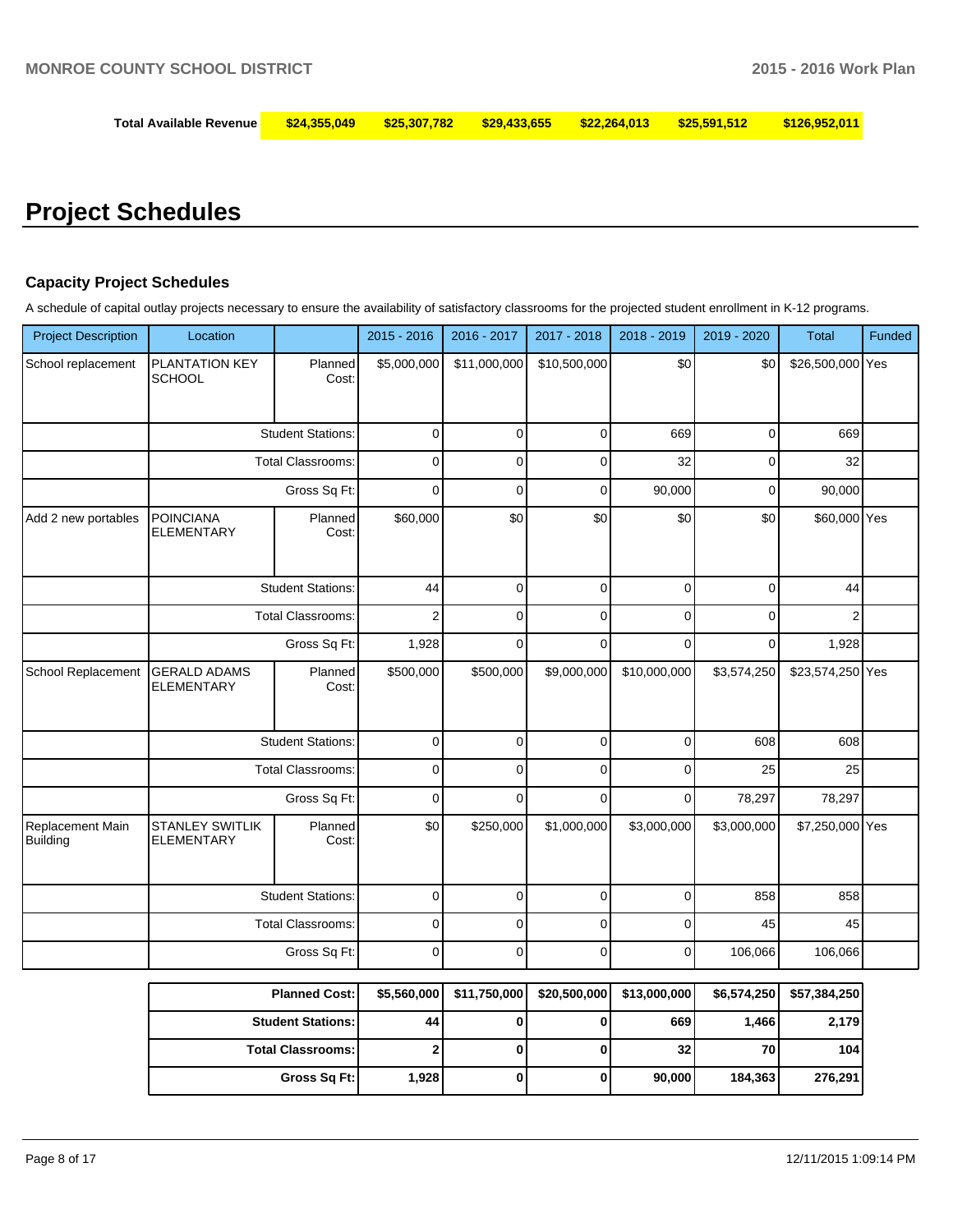| Total Available Revenue | $24,355,049 | $25,307,782 | $29,433,655 | $22,264,013 | $25,591,512 | $126,952,011 |
|---|---|---|---|---|---|---|

# Project Schedules

### Capacity Project Schedules

A schedule of capital outlay projects necessary to ensure the availability of satisfactory classrooms for the projected student enrollment in K-12 programs.

| Project Description | Location | | 2015 - 2016 | 2016 - 2017 | 2017 - 2018 | 2018 - 2019 | 2019 - 2020 | Total | Funded |
|---|---|---|---|---|---|---|---|---|---|
| School replacement | PLANTATION KEY SCHOOL | Planned Cost: | $5,000,000 | $11,000,000 | $10,500,000 | $0 | $0 | $26,500,000 | Yes |
| | | Student Stations: | 0 | 0 | 0 | 669 | 0 | 669 | |
| | | Total Classrooms: | 0 | 0 | 0 | 32 | 0 | 32 | |
| | | Gross Sq Ft: | 0 | 0 | 0 | 90,000 | 0 | 90,000 | |
| Add 2 new portables | POINCIANA ELEMENTARY | Planned Cost: | $60,000 | $0 | $0 | $0 | $0 | $60,000 | Yes |
| | | Student Stations: | 44 | 0 | 0 | 0 | 0 | 44 | |
| | | Total Classrooms: | 2 | 0 | 0 | 0 | 0 | 2 | |
| | | Gross Sq Ft: | 1,928 | 0 | 0 | 0 | 0 | 1,928 | |
| School Replacement | GERALD ADAMS ELEMENTARY | Planned Cost: | $500,000 | $500,000 | $9,000,000 | $10,000,000 | $3,574,250 | $23,574,250 | Yes |
| | | Student Stations: | 0 | 0 | 0 | 0 | 608 | 608 | |
| | | Total Classrooms: | 0 | 0 | 0 | 0 | 25 | 25 | |
| | | Gross Sq Ft: | 0 | 0 | 0 | 0 | 78,297 | 78,297 | |
| Replacement Main Building | STANLEY SWITLIK ELEMENTARY | Planned Cost: | $0 | $250,000 | $1,000,000 | $3,000,000 | $3,000,000 | $7,250,000 | Yes |
| | | Student Stations: | 0 | 0 | 0 | 0 | 858 | 858 | |
| | | Total Classrooms: | 0 | 0 | 0 | 0 | 45 | 45 | |
| | | Gross Sq Ft: | 0 | 0 | 0 | 0 | 106,066 | 106,066 | |

| | 2015 - 2016 | 2016 - 2017 | 2017 - 2018 | 2018 - 2019 | 2019 - 2020 | Total |
|---|---|---|---|---|---|---|
| **Planned Cost:** | **$5,560,000** | **$11,750,000** | **$20,500,000** | **$13,000,000** | **$6,574,250** | **$57,384,250** |
| **Student Stations:** | **44** | **0** | **0** | **669** | **1,466** | **2,179** |
| **Total Classrooms:** | **2** | **0** | **0** | **32** | **70** | **104** |
| **Gross Sq Ft:** | **1,928** | **0** | **0** | **90,000** | **184,363** | **276,291** |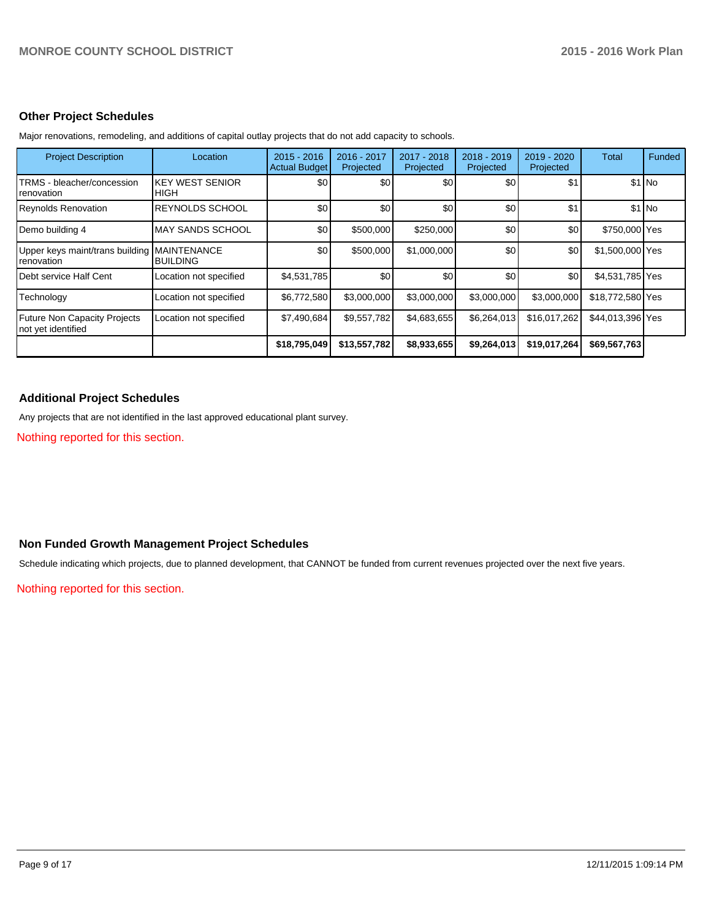## Other Project Schedules

Major renovations, remodeling, and additions of capital outlay projects that do not add capacity to schools.

| Project Description | Location | 2015 - 2016 Actual Budget | 2016 - 2017 Projected | 2017 - 2018 Projected | 2018 - 2019 Projected | 2019 - 2020 Projected | Total | Funded |
|---|---|---|---|---|---|---|---|---|
| TRMS - bleacher/concession renovation | KEY WEST SENIOR HIGH | $0 | $0 | $0 | $0 | $1 | $1 | No |
| Reynolds Renovation | REYNOLDS SCHOOL | $0 | $0 | $0 | $0 | $1 | $1 | No |
| Demo building 4 | MAY SANDS SCHOOL | $0 | $500,000 | $250,000 | $0 | $0 | $750,000 | Yes |
| Upper keys maint/trans building renovation | MAINTENANCE BUILDING | $0 | $500,000 | $1,000,000 | $0 | $0 | $1,500,000 | Yes |
| Debt service Half Cent | Location not specified | $4,531,785 | $0 | $0 | $0 | $0 | $4,531,785 | Yes |
| Technology | Location not specified | $6,772,580 | $3,000,000 | $3,000,000 | $3,000,000 | $3,000,000 | $18,772,580 | Yes |
| Future Non Capacity Projects not yet identified | Location not specified | $7,490,684 | $9,557,782 | $4,683,655 | $6,264,013 | $16,017,262 | $44,013,396 | Yes |
| | | **$18,795,049** | **$13,557,782** | **$8,933,655** | **$9,264,013** | **$19,017,264** | **$69,567,763** | |

## Additional Project Schedules

Any projects that are not identified in the last approved educational plant survey.

Nothing reported for this section.

## Non Funded Growth Management Project Schedules

Schedule indicating which projects, due to planned development, that CANNOT be funded from current revenues projected over the next five years.

Nothing reported for this section.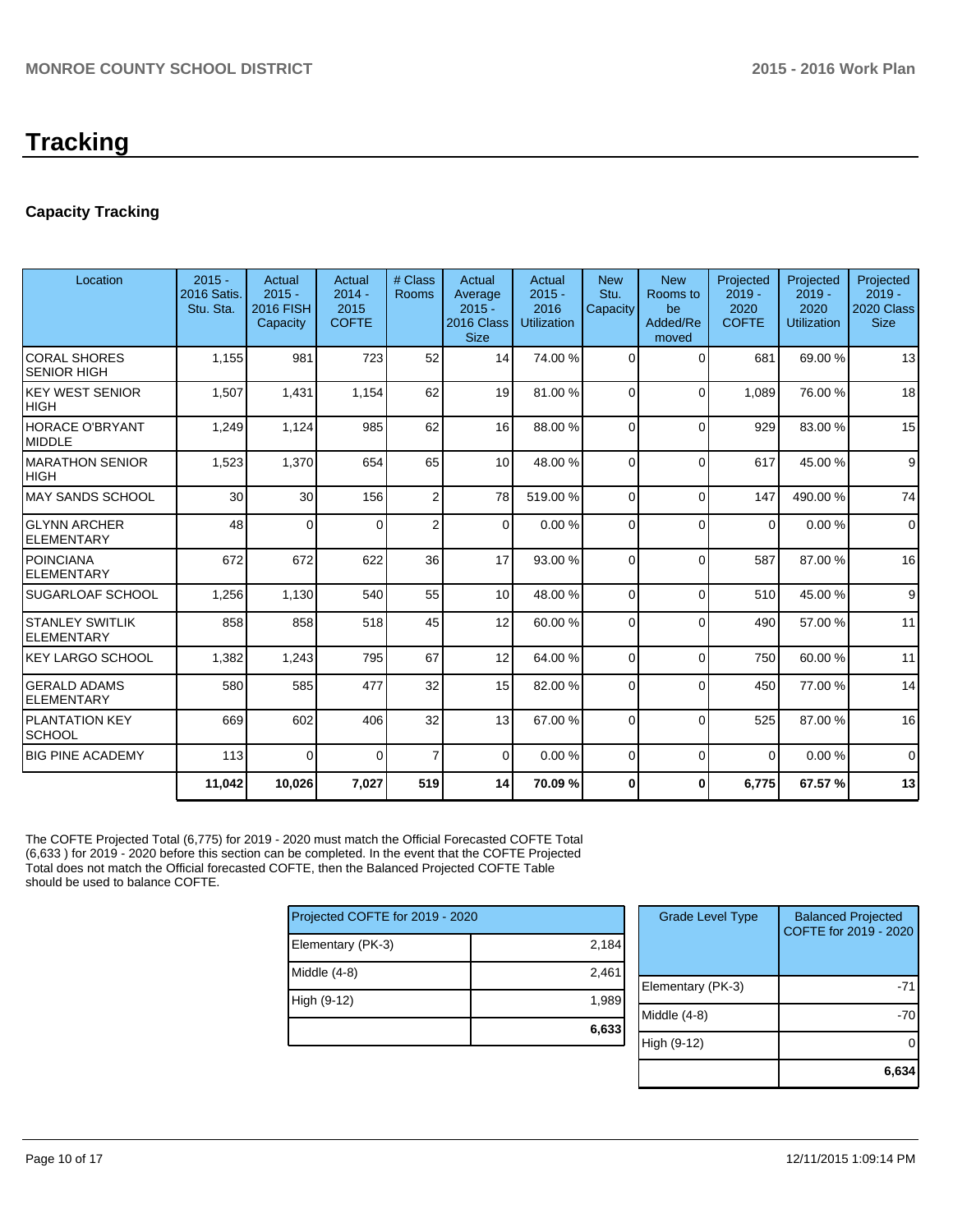# Tracking

## Capacity Tracking

| Location | 2015 - 2016 Satis. Stu. Sta. | Actual 2015 - 2016 FISH Capacity | Actual 2014 - 2015 COFTE | # Class Rooms | Actual Average 2015 - 2016 Class Size | Actual 2015 - 2016 Utilization | New Stu. Capacity | New Rooms to be Added/Removed | Projected 2019 - 2020 COFTE | Projected 2019 - 2020 Utilization | Projected 2019 - 2020 Class Size |
|---|---|---|---|---|---|---|---|---|---|---|---|
| CORAL SHORES SENIOR HIGH | 1,155 | 981 | 723 | 52 | 14 | 74.00 % | 0 | 0 | 681 | 69.00 % | 13 |
| KEY WEST SENIOR HIGH | 1,507 | 1,431 | 1,154 | 62 | 19 | 81.00 % | 0 | 0 | 1,089 | 76.00 % | 18 |
| HORACE O'BRYANT MIDDLE | 1,249 | 1,124 | 985 | 62 | 16 | 88.00 % | 0 | 0 | 929 | 83.00 % | 15 |
| MARATHON SENIOR HIGH | 1,523 | 1,370 | 654 | 65 | 10 | 48.00 % | 0 | 0 | 617 | 45.00 % | 9 |
| MAY SANDS SCHOOL | 30 | 30 | 156 | 2 | 78 | 519.00 % | 0 | 0 | 147 | 490.00 % | 74 |
| GLYNN ARCHER ELEMENTARY | 48 | 0 | 0 | 2 | 0 | 0.00 % | 0 | 0 | 0 | 0.00 % | 0 |
| POINCIANA ELEMENTARY | 672 | 672 | 622 | 36 | 17 | 93.00 % | 0 | 0 | 587 | 87.00 % | 16 |
| SUGARLOAF SCHOOL | 1,256 | 1,130 | 540 | 55 | 10 | 48.00 % | 0 | 0 | 510 | 45.00 % | 9 |
| STANLEY SWITLIK ELEMENTARY | 858 | 858 | 518 | 45 | 12 | 60.00 % | 0 | 0 | 490 | 57.00 % | 11 |
| KEY LARGO SCHOOL | 1,382 | 1,243 | 795 | 67 | 12 | 64.00 % | 0 | 0 | 750 | 60.00 % | 11 |
| GERALD ADAMS ELEMENTARY | 580 | 585 | 477 | 32 | 15 | 82.00 % | 0 | 0 | 450 | 77.00 % | 14 |
| PLANTATION KEY SCHOOL | 669 | 602 | 406 | 32 | 13 | 67.00 % | 0 | 0 | 525 | 87.00 % | 16 |
| BIG PINE ACADEMY | 113 | 0 | 0 | 7 | 0 | 0.00 % | 0 | 0 | 0 | 0.00 % | 0 |
| | **11,042** | **10,026** | **7,027** | **519** | **14** | **70.09 %** | **0** | **0** | **6,775** | **67.57 %** | **13** |

The COFTE Projected Total (6,775) for 2019 - 2020 must match the Official Forecasted COFTE Total (6,633 ) for 2019 - 2020 before this section can be completed. In the event that the COFTE Projected Total does not match the Official forecasted COFTE, then the Balanced Projected COFTE Table should be used to balance COFTE.

| Projected COFTE for 2019 - 2020 | |
|---|---|
| Elementary (PK-3) | 2,184 |
| Middle (4-8) | 2,461 |
| High (9-12) | 1,989 |
| | **6,633** |

| Grade Level Type | Balanced Projected COFTE for 2019 - 2020 |
|---|---|
| Elementary (PK-3) | -71 |
| Middle (4-8) | -70 |
| High (9-12) | 0 |
| | **6,634** |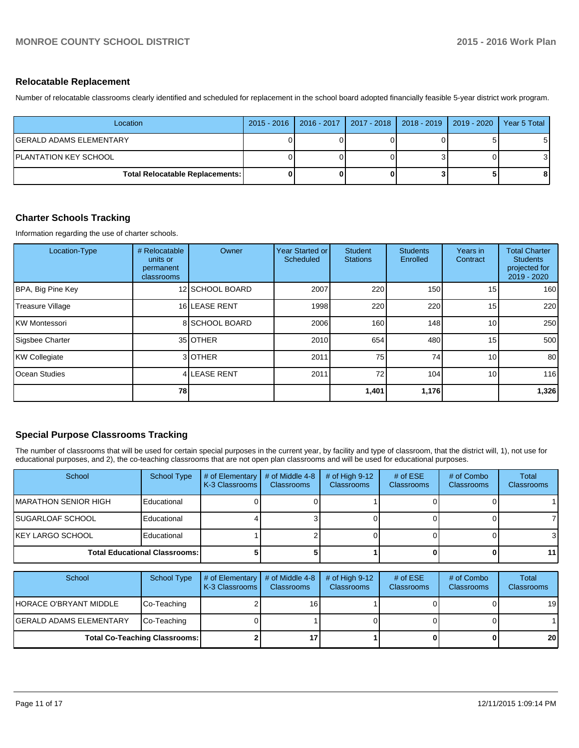## Relocatable Replacement

Number of relocatable classrooms clearly identified and scheduled for replacement in the school board adopted financially feasible 5-year district work program.

| Location | 2015 - 2016 | 2016 - 2017 | 2017 - 2018 | 2018 - 2019 | 2019 - 2020 | Year 5 Total |
|---|---|---|---|---|---|---|
| GERALD ADAMS ELEMENTARY | 0 | 0 | 0 | 0 | 5 | 5 |
| PLANTATION KEY SCHOOL | 0 | 0 | 0 | 3 | 0 | 3 |
| **Total Relocatable Replacements:** | **0** | **0** | **0** | **3** | **5** | **8** |

## Charter Schools Tracking

Information regarding the use of charter schools.

| Location-Type | # Relocatable units or permanent classrooms | Owner | Year Started or Scheduled | Student Stations | Students Enrolled | Years in Contract | Total Charter Students projected for 2019 - 2020 |
|---|---|---|---|---|---|---|---|
| BPA, Big Pine Key | 12 | SCHOOL BOARD | 2007 | 220 | 150 | 15 | 160 |
| Treasure Village | 16 | LEASE RENT | 1998 | 220 | 220 | 15 | 220 |
| KW Montessori | 8 | SCHOOL BOARD | 2006 | 160 | 148 | 10 | 250 |
| Sigsbee Charter | 35 | OTHER | 2010 | 654 | 480 | 15 | 500 |
| KW Collegiate | 3 | OTHER | 2011 | 75 | 74 | 10 | 80 |
| Ocean Studies | 4 | LEASE RENT | 2011 | 72 | 104 | 10 | 116 |
| | **78** | | | **1,401** | **1,176** | | **1,326** |

## Special Purpose Classrooms Tracking

The number of classrooms that will be used for certain special purposes in the current year, by facility and type of classroom, that the district will, 1), not use for educational purposes, and 2), the co-teaching classrooms that are not open plan classrooms and will be used for educational purposes.

| School | School Type | # of Elementary K-3 Classrooms | # of Middle 4-8 Classrooms | # of High 9-12 Classrooms | # of ESE Classrooms | # of Combo Classrooms | Total Classrooms |
|---|---|---|---|---|---|---|---|
| MARATHON SENIOR HIGH | Educational | 0 | 0 | 1 | 0 | 0 | 1 |
| SUGARLOAF SCHOOL | Educational | 4 | 3 | 0 | 0 | 0 | 7 |
| KEY LARGO SCHOOL | Educational | 1 | 2 | 0 | 0 | 0 | 3 |
| **Total Educational Classrooms:** | | **5** | **5** | **1** | **0** | **0** | **11** |

| School | School Type | # of Elementary K-3 Classrooms | # of Middle 4-8 Classrooms | # of High 9-12 Classrooms | # of ESE Classrooms | # of Combo Classrooms | Total Classrooms |
|---|---|---|---|---|---|---|---|
| HORACE O'BRYANT MIDDLE | Co-Teaching | 2 | 16 | 1 | 0 | 0 | 19 |
| GERALD ADAMS ELEMENTARY | Co-Teaching | 0 | 1 | 0 | 0 | 0 | 1 |
| **Total Co-Teaching Classrooms:** | | **2** | **17** | **1** | **0** | **0** | **20** |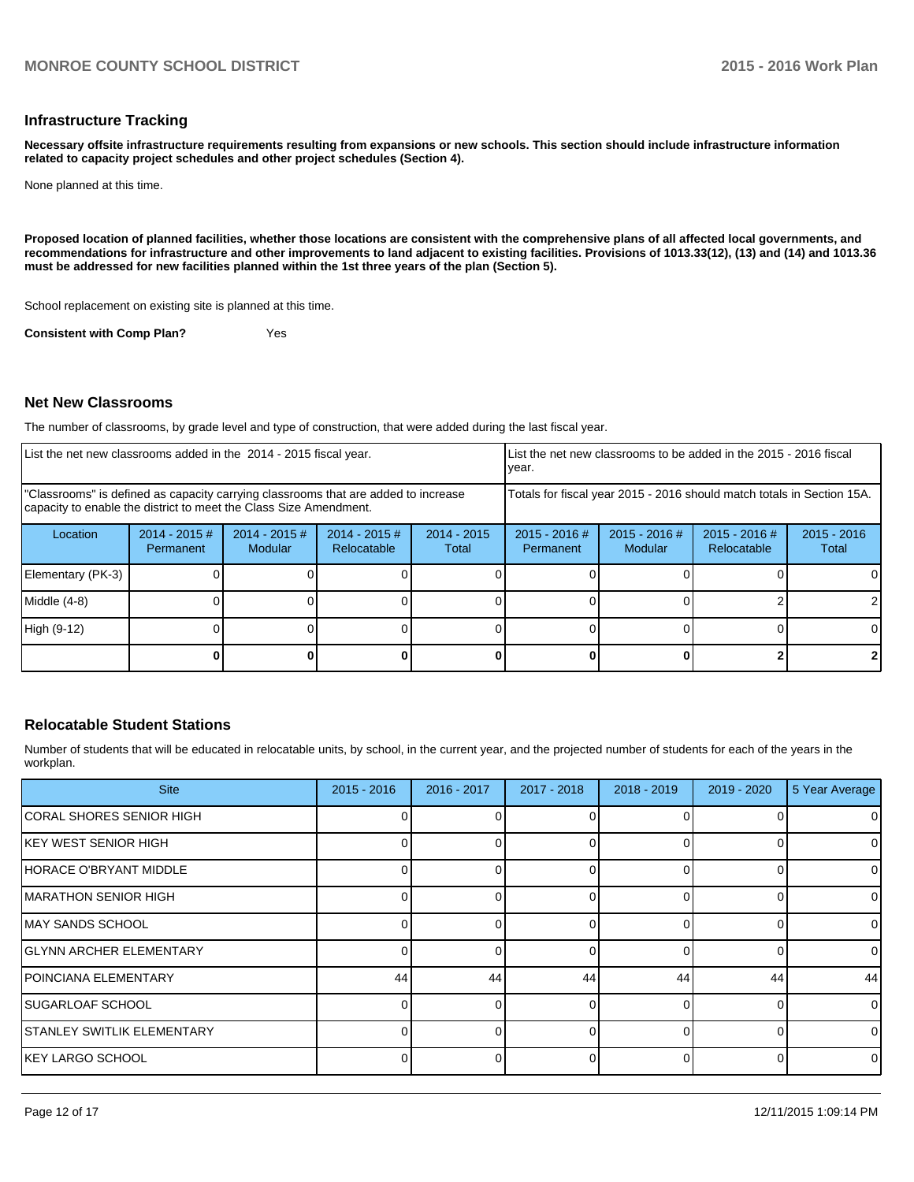## Infrastructure Tracking

**Necessary offsite infrastructure requirements resulting from expansions or new schools. This section should include infrastructure information related to capacity project schedules and other project schedules (Section 4).**

None planned at this time.

**Proposed location of planned facilities, whether those locations are consistent with the comprehensive plans of all affected local governments, and recommendations for infrastructure and other improvements to land adjacent to existing facilities. Provisions of 1013.33(12), (13) and (14) and 1013.36 must be addressed for new facilities planned within the 1st three years of the plan (Section 5).**

School replacement on existing site is planned at this time.

**Consistent with Comp Plan?** Yes

## Net New Classrooms

The number of classrooms, by grade level and type of construction, that were added during the last fiscal year.

| List the net new classrooms added in the 2014 - 2015 fiscal year. | | | | | List the net new classrooms to be added in the 2015 - 2016 fiscal year. | | | |
|---|---|---|---|---|---|---|---|---|
| "Classrooms" is defined as capacity carrying classrooms that are added to increase capacity to enable the district to meet the Class Size Amendment. | | | | | Totals for fiscal year 2015 - 2016 should match totals in Section 15A. | | | |
| Location | 2014 - 2015 # Permanent | 2014 - 2015 # Modular | 2014 - 2015 # Relocatable | 2014 - 2015 Total | 2015 - 2016 # Permanent | 2015 - 2016 # Modular | 2015 - 2016 # Relocatable | 2015 - 2016 Total |
| Elementary (PK-3) | 0 | 0 | 0 | 0 | 0 | 0 | 0 | 0 |
| Middle (4-8) | 0 | 0 | 0 | 0 | 0 | 0 | 2 | 2 |
| High (9-12) | 0 | 0 | 0 | 0 | 0 | 0 | 0 | 0 |
| | **0** | **0** | **0** | **0** | **0** | **0** | **2** | **2** |

## Relocatable Student Stations

Number of students that will be educated in relocatable units, by school, in the current year, and the projected number of students for each of the years in the workplan.

| Site | 2015 - 2016 | 2016 - 2017 | 2017 - 2018 | 2018 - 2019 | 2019 - 2020 | 5 Year Average |
|---|---|---|---|---|---|---|
| CORAL SHORES SENIOR HIGH | 0 | 0 | 0 | 0 | 0 | 0 |
| KEY WEST SENIOR HIGH | 0 | 0 | 0 | 0 | 0 | 0 |
| HORACE O'BRYANT MIDDLE | 0 | 0 | 0 | 0 | 0 | 0 |
| MARATHON SENIOR HIGH | 0 | 0 | 0 | 0 | 0 | 0 |
| MAY SANDS SCHOOL | 0 | 0 | 0 | 0 | 0 | 0 |
| GLYNN ARCHER ELEMENTARY | 0 | 0 | 0 | 0 | 0 | 0 |
| POINCIANA ELEMENTARY | 44 | 44 | 44 | 44 | 44 | 44 |
| SUGARLOAF SCHOOL | 0 | 0 | 0 | 0 | 0 | 0 |
| STANLEY SWITLIK ELEMENTARY | 0 | 0 | 0 | 0 | 0 | 0 |
| KEY LARGO SCHOOL | 0 | 0 | 0 | 0 | 0 | 0 |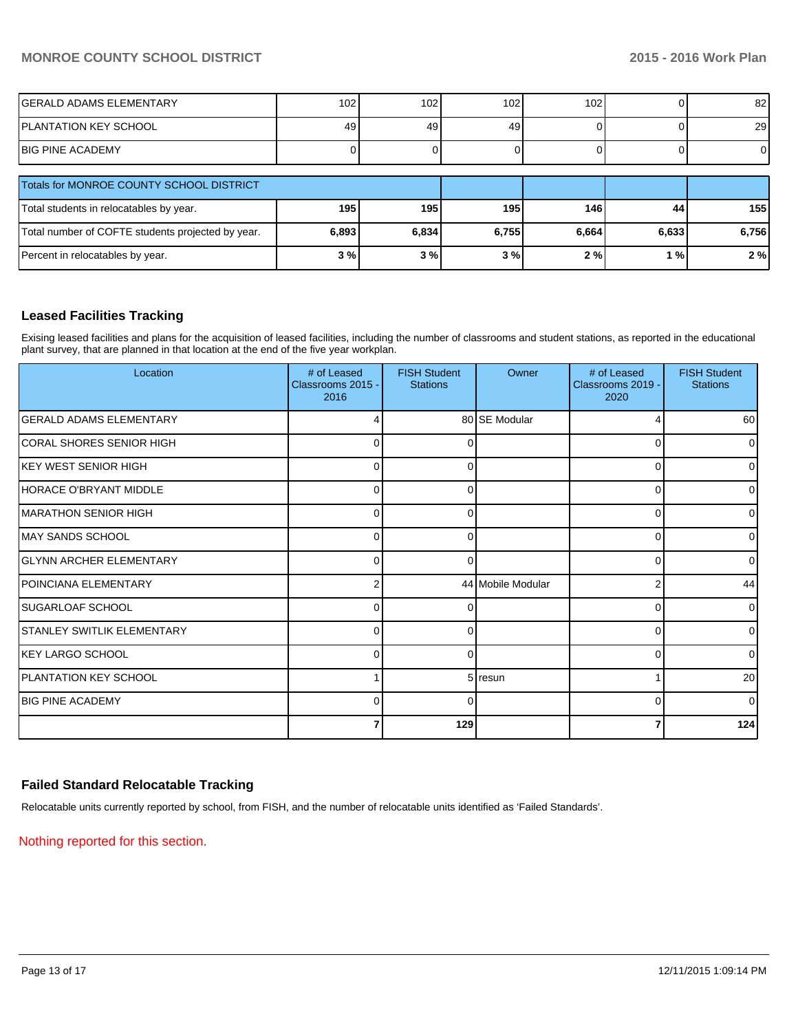| | | | | | | |
|---|---|---|---|---|---|---|
| GERALD ADAMS ELEMENTARY | 102 | 102 | 102 | 102 | 0 | 82 |
| PLANTATION KEY SCHOOL | 49 | 49 | 49 | 0 | 0 | 29 |
| BIG PINE ACADEMY | 0 | 0 | 0 | 0 | 0 | 0 |

| Totals for MONROE COUNTY SCHOOL DISTRICT | | | | | | |
|---|---|---|---|---|---|---|
| Total students in relocatables by year. | **195** | **195** | **195** | **146** | **44** | **155** |
| Total number of COFTE students projected by year. | **6,893** | **6,834** | **6,755** | **6,664** | **6,633** | **6,756** |
| Percent in relocatables by year. | **3 %** | **3 %** | **3 %** | **2 %** | **1 %** | **2 %** |

## Leased Facilities Tracking

Exising leased facilities and plans for the acquisition of leased facilities, including the number of classrooms and student stations, as reported in the educational plant survey, that are planned in that location at the end of the five year workplan.

| Location | # of Leased Classrooms 2015 - 2016 | FISH Student Stations | Owner | # of Leased Classrooms 2019 - 2020 | FISH Student Stations |
|---|---|---|---|---|---|
| GERALD ADAMS ELEMENTARY | 4 | 80 | SE Modular | 4 | 60 |
| CORAL SHORES SENIOR HIGH | 0 | 0 | | 0 | 0 |
| KEY WEST SENIOR HIGH | 0 | 0 | | 0 | 0 |
| HORACE O'BRYANT MIDDLE | 0 | 0 | | 0 | 0 |
| MARATHON SENIOR HIGH | 0 | 0 | | 0 | 0 |
| MAY SANDS SCHOOL | 0 | 0 | | 0 | 0 |
| GLYNN ARCHER ELEMENTARY | 0 | 0 | | 0 | 0 |
| POINCIANA ELEMENTARY | 2 | 44 | Mobile Modular | 2 | 44 |
| SUGARLOAF SCHOOL | 0 | 0 | | 0 | 0 |
| STANLEY SWITLIK ELEMENTARY | 0 | 0 | | 0 | 0 |
| KEY LARGO SCHOOL | 0 | 0 | | 0 | 0 |
| PLANTATION KEY SCHOOL | 1 | 5 | resun | 1 | 20 |
| BIG PINE ACADEMY | 0 | 0 | | 0 | 0 |
| | **7** | **129** | | **7** | **124** |

## Failed Standard Relocatable Tracking

Relocatable units currently reported by school, from FISH, and the number of relocatable units identified as 'Failed Standards'.

Nothing reported for this section.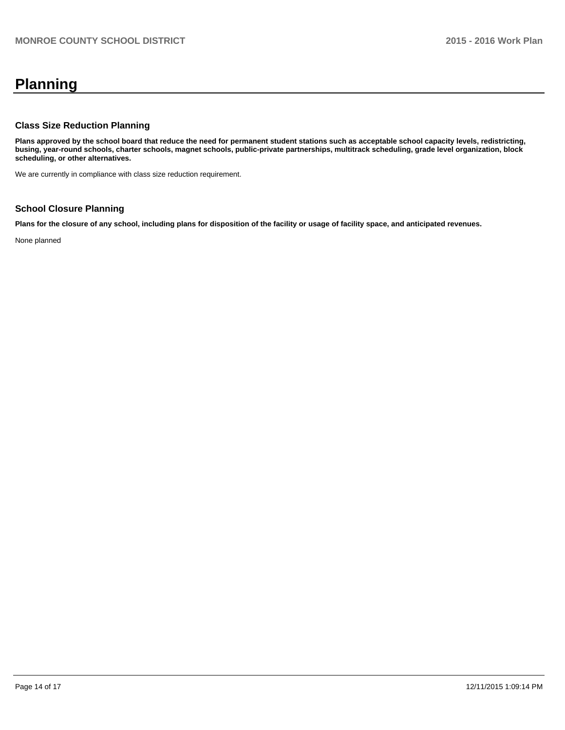# Planning

### Class Size Reduction Planning

**Plans approved by the school board that reduce the need for permanent student stations such as acceptable school capacity levels, redistricting, busing, year-round schools, charter schools, magnet schools, public-private partnerships, multitrack scheduling, grade level organization, block scheduling, or other alternatives.**

We are currently in compliance with class size reduction requirement.

### School Closure Planning

**Plans for the closure of any school, including plans for disposition of the facility or usage of facility space, and anticipated revenues.**

None planned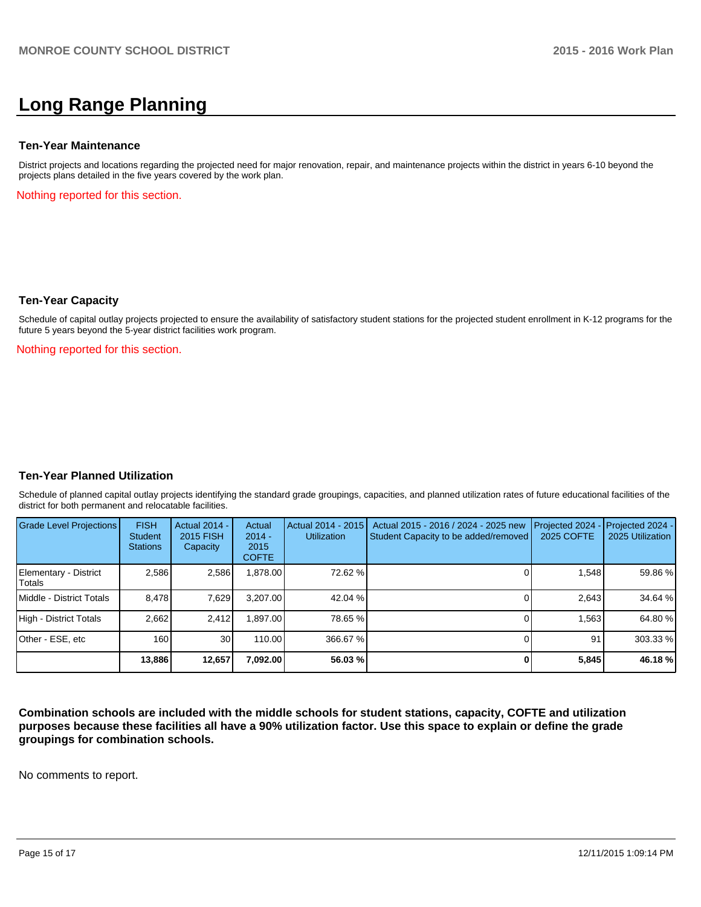# Long Range Planning

### Ten-Year Maintenance

District projects and locations regarding the projected need for major renovation, repair, and maintenance projects within the district in years 6-10 beyond the projects plans detailed in the five years covered by the work plan.

Nothing reported for this section.

### Ten-Year Capacity

Schedule of capital outlay projects projected to ensure the availability of satisfactory student stations for the projected student enrollment in K-12 programs for the future 5 years beyond the 5-year district facilities work program.

Nothing reported for this section.

### Ten-Year Planned Utilization

Schedule of planned capital outlay projects identifying the standard grade groupings, capacities, and planned utilization rates of future educational facilities of the district for both permanent and relocatable facilities.

| Grade Level Projections | FISH Student Stations | Actual 2014 - 2015 FISH Capacity | Actual 2014 - 2015 COFTE | Actual 2014 - 2015 Utilization | Actual 2015 - 2016 / 2024 - 2025 new Student Capacity to be added/removed | Projected 2024 - 2025 COFTE | Projected 2024 - 2025 Utilization |
|---|---|---|---|---|---|---|---|
| Elementary - District Totals | 2,586 | 2,586 | 1,878.00 | 72.62 % | 0 | 1,548 | 59.86 % |
| Middle - District Totals | 8,478 | 7,629 | 3,207.00 | 42.04 % | 0 | 2,643 | 34.64 % |
| High - District Totals | 2,662 | 2,412 | 1,897.00 | 78.65 % | 0 | 1,563 | 64.80 % |
| Other - ESE, etc | 160 | 30 | 110.00 | 366.67 % | 0 | 91 | 303.33 % |
| | **13,886** | **12,657** | **7,092.00** | **56.03 %** | **0** | **5,845** | **46.18 %** |

**Combination schools are included with the middle schools for student stations, capacity, COFTE and utilization purposes because these facilities all have a 90% utilization factor. Use this space to explain or define the grade groupings for combination schools.**

No comments to report.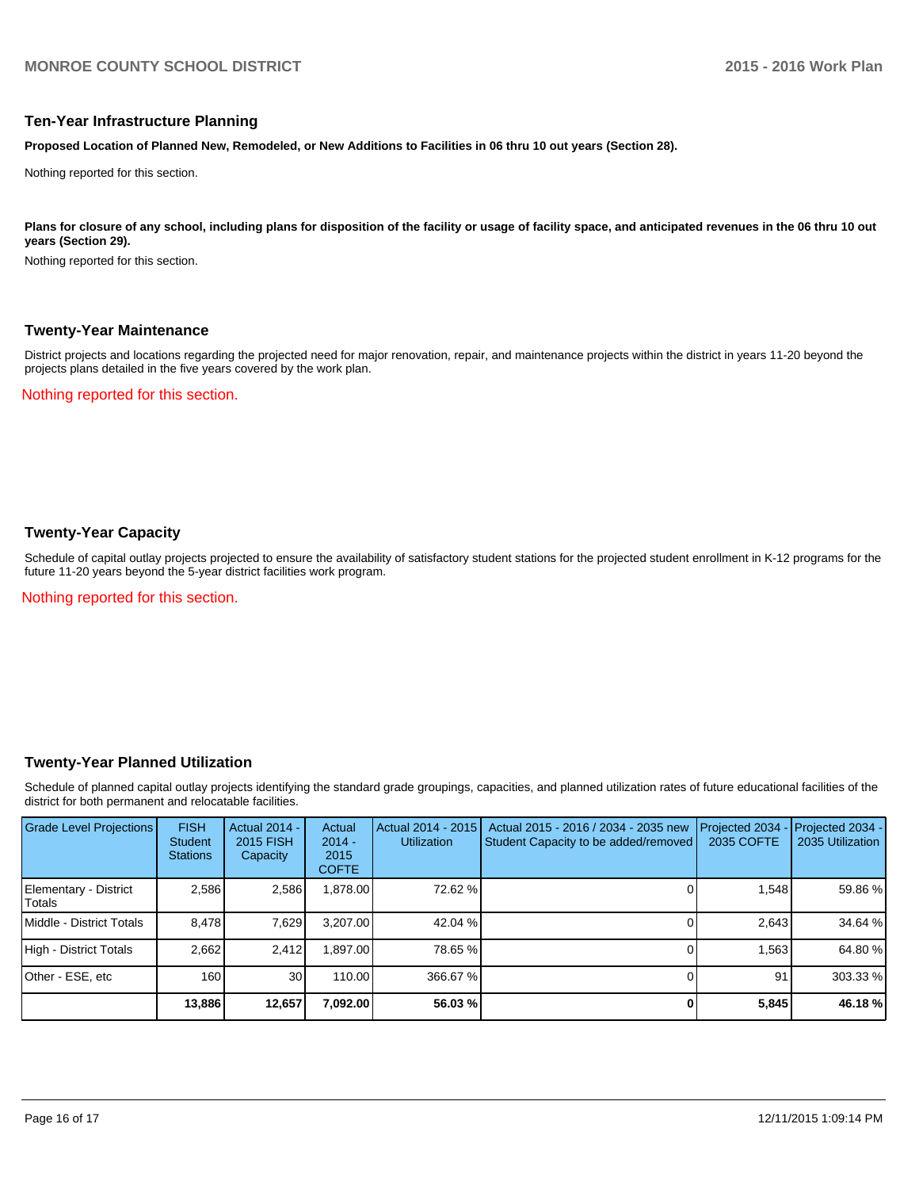## Ten-Year Infrastructure Planning

**Proposed Location of Planned New, Remodeled, or New Additions to Facilities in 06 thru 10 out years (Section 28).**

Nothing reported for this section.

**Plans for closure of any school, including plans for disposition of the facility or usage of facility space, and anticipated revenues in the 06 thru 10 out years (Section 29).**

Nothing reported for this section.

## Twenty-Year Maintenance

District projects and locations regarding the projected need for major renovation, repair, and maintenance projects within the district in years 11-20 beyond the projects plans detailed in the five years covered by the work plan.

Nothing reported for this section.

## Twenty-Year Capacity

Schedule of capital outlay projects projected to ensure the availability of satisfactory student stations for the projected student enrollment in K-12 programs for the future 11-20 years beyond the 5-year district facilities work program.

Nothing reported for this section.

## Twenty-Year Planned Utilization

Schedule of planned capital outlay projects identifying the standard grade groupings, capacities, and planned utilization rates of future educational facilities of the district for both permanent and relocatable facilities.

| Grade Level Projections | FISH Student Stations | Actual 2014 - 2015 FISH Capacity | Actual 2014 - 2015 COFTE | Actual 2014 - 2015 Utilization | Actual 2015 - 2016 / 2034 - 2035 new Student Capacity to be added/removed | Projected 2034 - 2035 COFTE | Projected 2034 - 2035 Utilization |
|---|---|---|---|---|---|---|---|
| Elementary - District Totals | 2,586 | 2,586 | 1,878.00 | 72.62 % | 0 | 1,548 | 59.86 % |
| Middle - District Totals | 8,478 | 7,629 | 3,207.00 | 42.04 % | 0 | 2,643 | 34.64 % |
| High - District Totals | 2,662 | 2,412 | 1,897.00 | 78.65 % | 0 | 1,563 | 64.80 % |
| Other - ESE, etc | 160 | 30 | 110.00 | 366.67 % | 0 | 91 | 303.33 % |
| | **13,886** | **12,657** | **7,092.00** | **56.03 %** | **0** | **5,845** | **46.18 %** |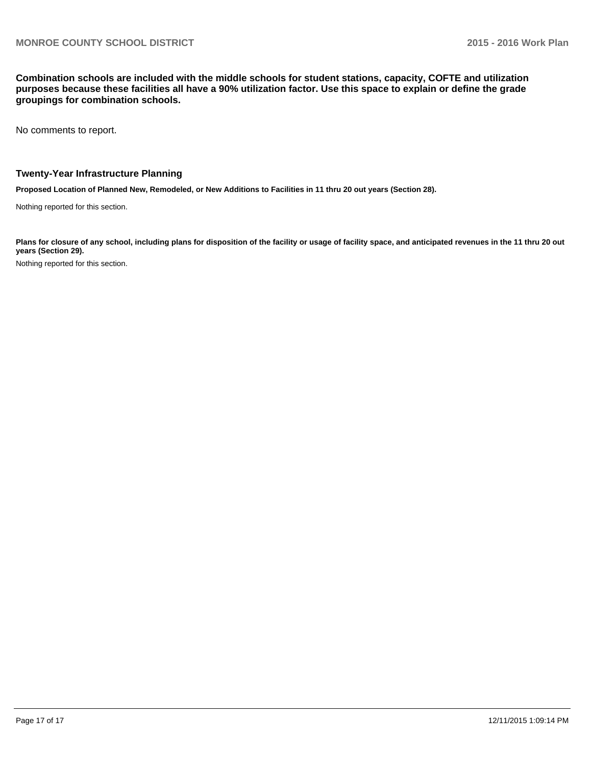**Combination schools are included with the middle schools for student stations, capacity, COFTE and utilization purposes because these facilities all have a 90% utilization factor. Use this space to explain or define the grade groupings for combination schools.**

No comments to report.

## Twenty-Year Infrastructure Planning

**Proposed Location of Planned New, Remodeled, or New Additions to Facilities in 11 thru 20 out years (Section 28).**

Nothing reported for this section.

**Plans for closure of any school, including plans for disposition of the facility or usage of facility space, and anticipated revenues in the 11 thru 20 out years (Section 29).**

Nothing reported for this section.